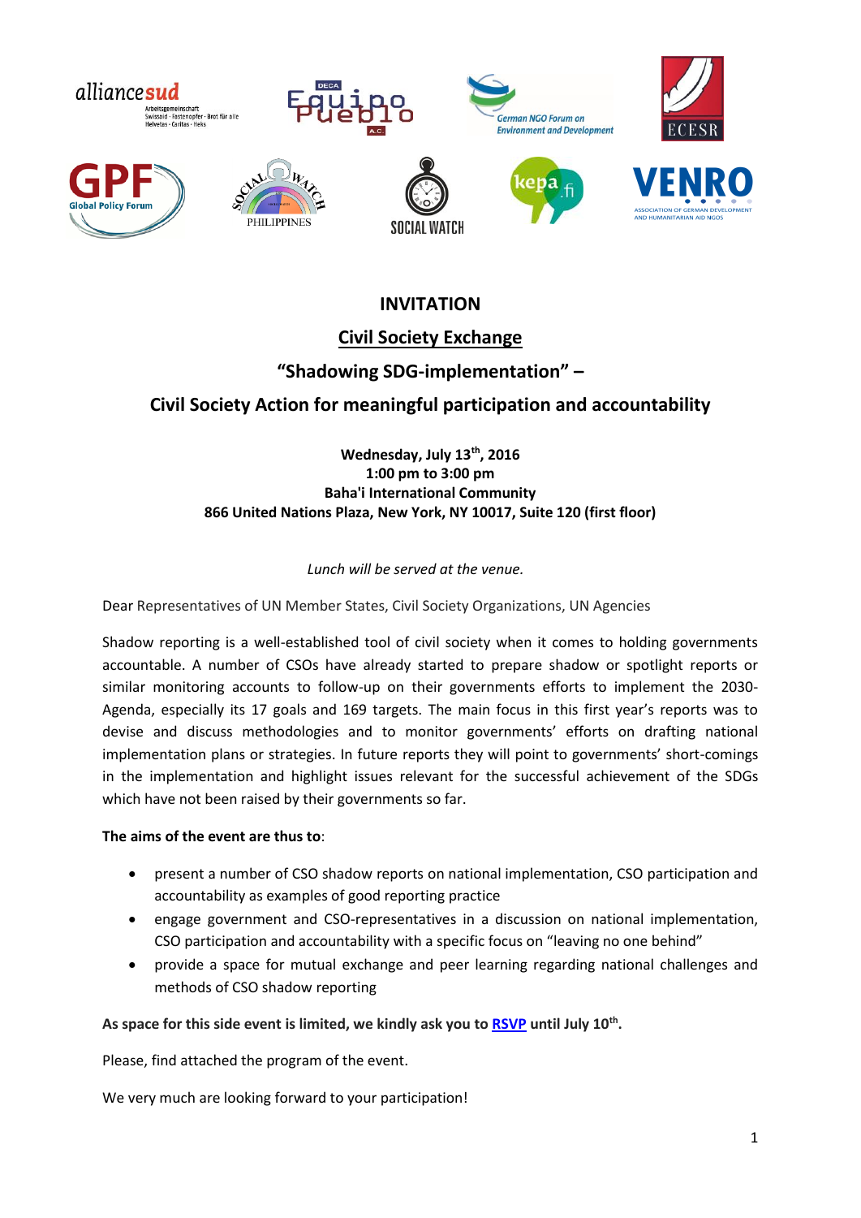# INVITATION

## Civil Society Exchange

## "Shadowing SDG-implementation" –

## Civil Society Action for meaningful participation and accountability

**Wednesday, July 13th, 2016**
**1:00 pm to 3:00 pm**
**Baha'i International Community**
**866 United Nations Plaza, New York, NY 10017, Suite 120 (first floor)**

*Lunch will be served at the venue.*

Dear Representatives of UN Member States, Civil Society Organizations, UN Agencies

Shadow reporting is a well-established tool of civil society when it comes to holding governments accountable. A number of CSOs have already started to prepare shadow or spotlight reports or similar monitoring accounts to follow-up on their governments efforts to implement the 2030-Agenda, especially its 17 goals and 169 targets. The main focus in this first year's reports was to devise and discuss methodologies and to monitor governments' efforts on drafting national implementation plans or strategies. In future reports they will point to governments' short-comings in the implementation and highlight issues relevant for the successful achievement of the SDGs which have not been raised by their governments so far.

**The aims of the event are thus to**:

- present a number of CSO shadow reports on national implementation, CSO participation and accountability as examples of good reporting practice
- engage government and CSO-representatives in a discussion on national implementation, CSO participation and accountability with a specific focus on "leaving no one behind"
- provide a space for mutual exchange and peer learning regarding national challenges and methods of CSO shadow reporting

**As space for this side event is limited, we kindly ask you to RSVP until July 10th.**

Please, find attached the program of the event.

We very much are looking forward to your participation!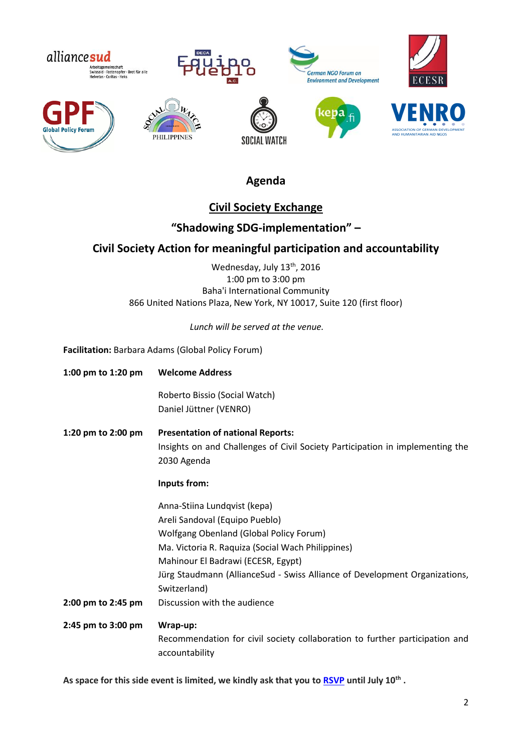# Agenda

## Civil Society Exchange

## "Shadowing SDG-implementation" –

## Civil Society Action for meaningful participation and accountability

Wednesday, July 13th, 2016
1:00 pm to 3:00 pm
Baha'i International Community
866 United Nations Plaza, New York, NY 10017, Suite 120 (first floor)

*Lunch will be served at the venue.*

**Facilitation:** Barbara Adams (Global Policy Forum)

**1:00 pm to 1:20 pm** **Welcome Address**

Roberto Bissio (Social Watch)
Daniel Jüttner (VENRO)

**1:20 pm to 2:00 pm** **Presentation of national Reports:**
Insights on and Challenges of Civil Society Participation in implementing the 2030 Agenda

**Inputs from:**

Anna-Stiina Lundqvist (kepa)
Areli Sandoval (Equipo Pueblo)
Wolfgang Obenland (Global Policy Forum)
Ma. Victoria R. Raquiza (Social Wach Philippines)
Mahinour El Badrawi (ECESR, Egypt)
Jürg Staudmann (AllianceSud - Swiss Alliance of Development Organizations, Switzerland)

**2:00 pm to 2:45 pm** Discussion with the audience

**2:45 pm to 3:00 pm** **Wrap-up:**
Recommendation for civil society collaboration to further participation and accountability

**As space for this side event is limited, we kindly ask that you to RSVP until July 10th .**